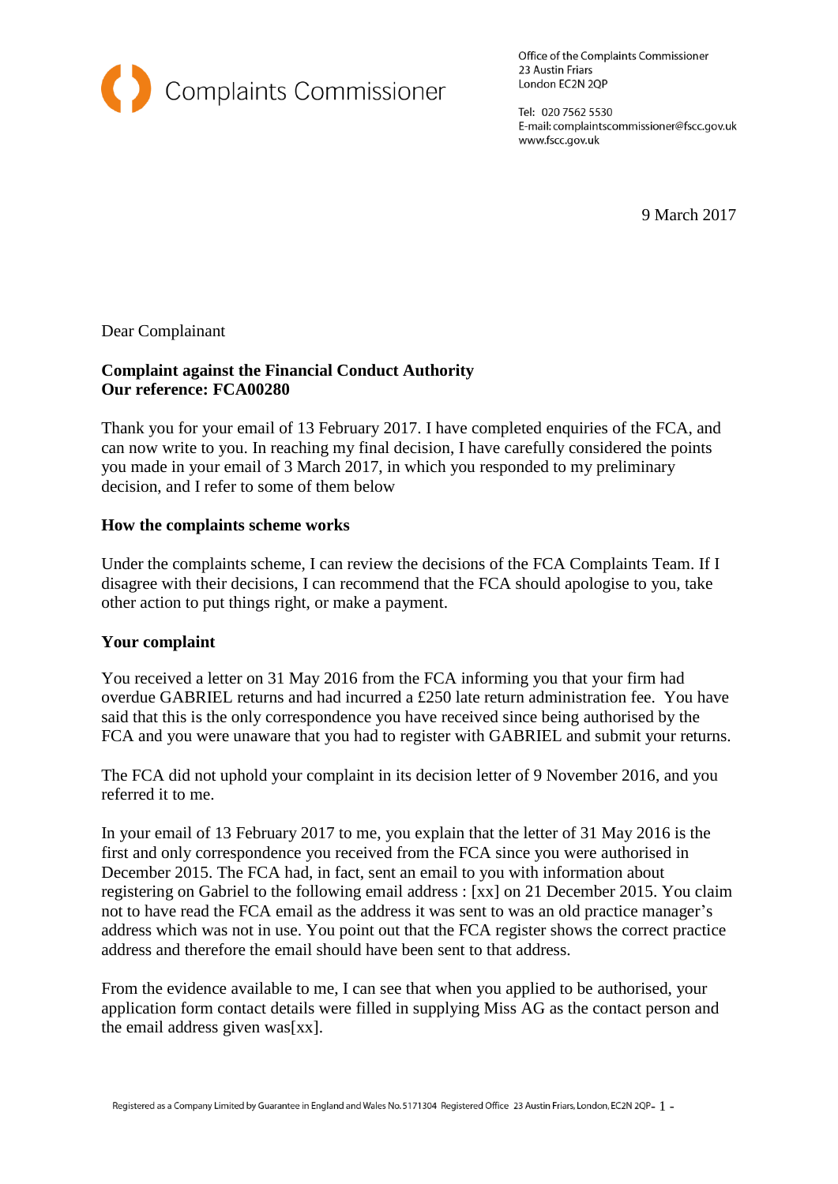Complaints Commissioner

Office of the Complaints Commissioner
23 Austin Friars
London EC2N 2QP

Tel: 020 7562 5530
E-mail: complaintscommissioner@fscc.gov.uk
www.fscc.gov.uk

9 March 2017

Dear Complainant

**Complaint against the Financial Conduct Authority**
**Our reference: FCA00280**

Thank you for your email of 13 February 2017. I have completed enquiries of the FCA, and can now write to you. In reaching my final decision, I have carefully considered the points you made in your email of 3 March 2017, in which you responded to my preliminary decision, and I refer to some of them below

**How the complaints scheme works**

Under the complaints scheme, I can review the decisions of the FCA Complaints Team. If I disagree with their decisions, I can recommend that the FCA should apologise to you, take other action to put things right, or make a payment.

**Your complaint**

You received a letter on 31 May 2016 from the FCA informing you that your firm had overdue GABRIEL returns and had incurred a £250 late return administration fee. You have said that this is the only correspondence you have received since being authorised by the FCA and you were unaware that you had to register with GABRIEL and submit your returns.

The FCA did not uphold your complaint in its decision letter of 9 November 2016, and you referred it to me.

In your email of 13 February 2017 to me, you explain that the letter of 31 May 2016 is the first and only correspondence you received from the FCA since you were authorised in December 2015. The FCA had, in fact, sent an email to you with information about registering on Gabriel to the following email address : [xx] on 21 December 2015. You claim not to have read the FCA email as the address it was sent to was an old practice manager's address which was not in use. You point out that the FCA register shows the correct practice address and therefore the email should have been sent to that address.

From the evidence available to me, I can see that when you applied to be authorised, your application form contact details were filled in supplying Miss AG as the contact person and the email address given was[xx].

Registered as a Company Limited by Guarantee in England and Wales No. 5171304 Registered Office 23 Austin Friars, London, EC2N 2QP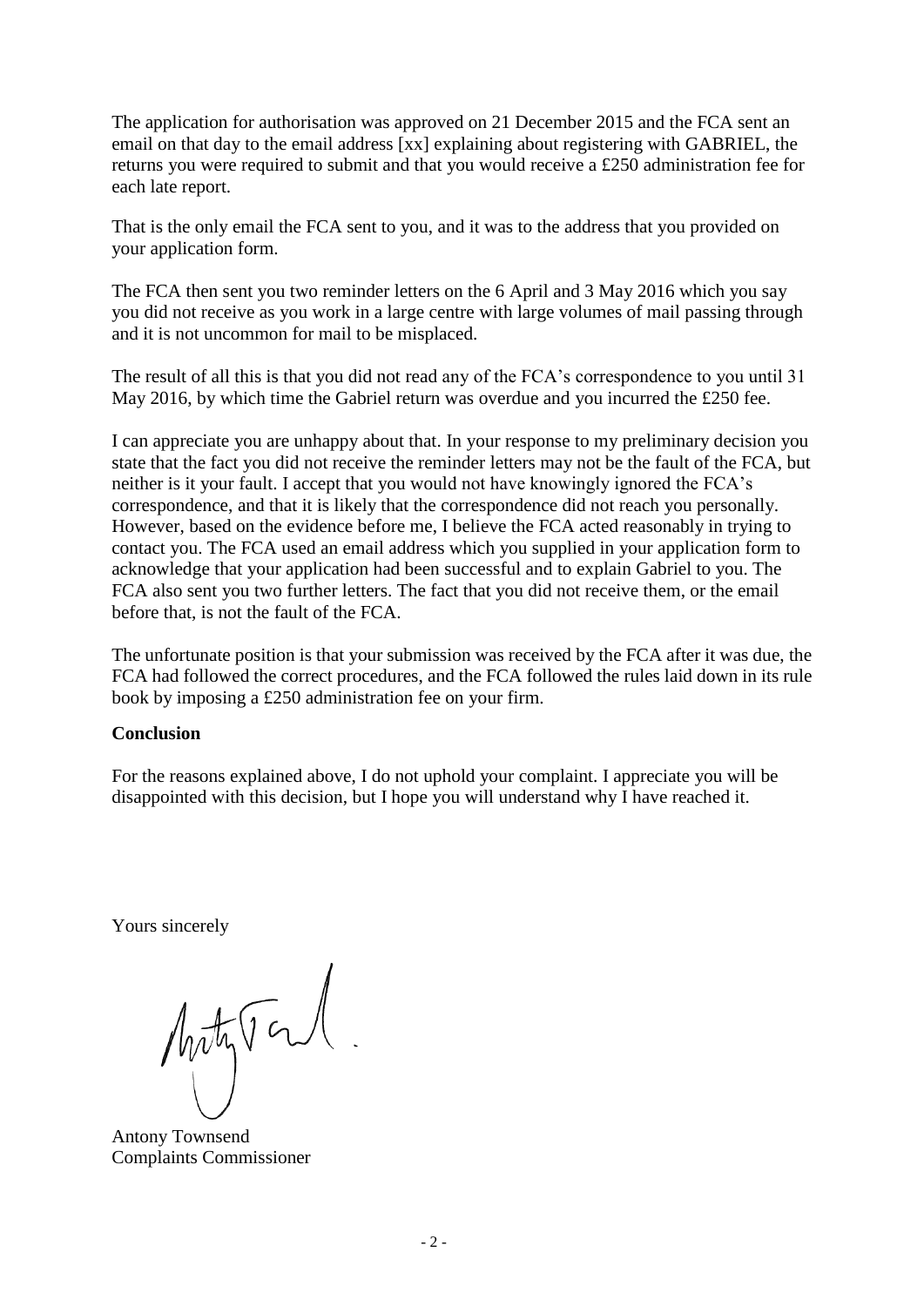The application for authorisation was approved on 21 December 2015 and the FCA sent an email on that day to the email address [xx] explaining about registering with GABRIEL, the returns you were required to submit and that you would receive a £250 administration fee for each late report.

That is the only email the FCA sent to you, and it was to the address that you provided on your application form.

The FCA then sent you two reminder letters on the 6 April and 3 May 2016 which you say you did not receive as you work in a large centre with large volumes of mail passing through and it is not uncommon for mail to be misplaced.

The result of all this is that you did not read any of the FCA's correspondence to you until 31 May 2016, by which time the Gabriel return was overdue and you incurred the £250 fee.

I can appreciate you are unhappy about that. In your response to my preliminary decision you state that the fact you did not receive the reminder letters may not be the fault of the FCA, but neither is it your fault. I accept that you would not have knowingly ignored the FCA's correspondence, and that it is likely that the correspondence did not reach you personally. However, based on the evidence before me, I believe the FCA acted reasonably in trying to contact you. The FCA used an email address which you supplied in your application form to acknowledge that your application had been successful and to explain Gabriel to you. The FCA also sent you two further letters. The fact that you did not receive them, or the email before that, is not the fault of the FCA.

The unfortunate position is that your submission was received by the FCA after it was due, the FCA had followed the correct procedures, and the FCA followed the rules laid down in its rule book by imposing a £250 administration fee on your firm.

**Conclusion**

For the reasons explained above, I do not uphold your complaint. I appreciate you will be disappointed with this decision, but I hope you will understand why I have reached it.

Yours sincerely

Antony Townsend
Complaints Commissioner